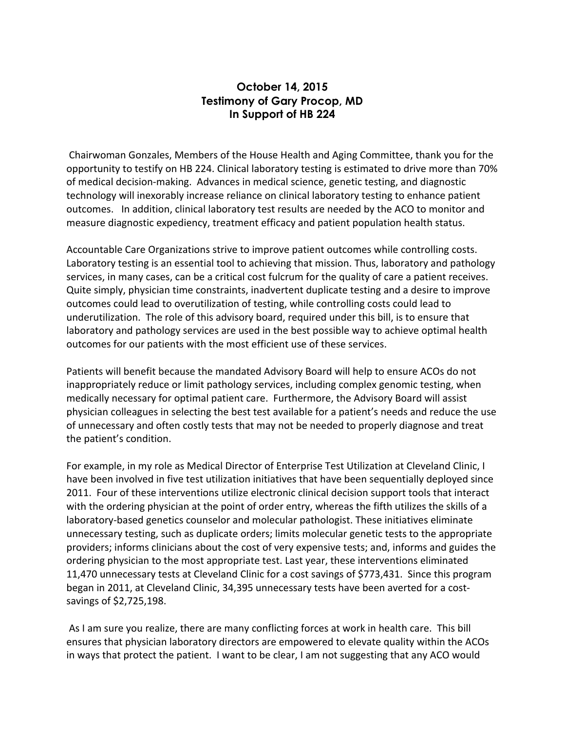**October 14, 2015**
**Testimony of Gary Procop, MD**
**In Support of HB 224**

Chairwoman Gonzales, Members of the House Health and Aging Committee, thank you for the opportunity to testify on HB 224. Clinical laboratory testing is estimated to drive more than 70% of medical decision-making. Advances in medical science, genetic testing, and diagnostic technology will inexorably increase reliance on clinical laboratory testing to enhance patient outcomes. In addition, clinical laboratory test results are needed by the ACO to monitor and measure diagnostic expediency, treatment efficacy and patient population health status.

Accountable Care Organizations strive to improve patient outcomes while controlling costs. Laboratory testing is an essential tool to achieving that mission. Thus, laboratory and pathology services, in many cases, can be a critical cost fulcrum for the quality of care a patient receives. Quite simply, physician time constraints, inadvertent duplicate testing and a desire to improve outcomes could lead to overutilization of testing, while controlling costs could lead to underutilization. The role of this advisory board, required under this bill, is to ensure that laboratory and pathology services are used in the best possible way to achieve optimal health outcomes for our patients with the most efficient use of these services.

Patients will benefit because the mandated Advisory Board will help to ensure ACOs do not inappropriately reduce or limit pathology services, including complex genomic testing, when medically necessary for optimal patient care. Furthermore, the Advisory Board will assist physician colleagues in selecting the best test available for a patient's needs and reduce the use of unnecessary and often costly tests that may not be needed to properly diagnose and treat the patient's condition.

For example, in my role as Medical Director of Enterprise Test Utilization at Cleveland Clinic, I have been involved in five test utilization initiatives that have been sequentially deployed since 2011. Four of these interventions utilize electronic clinical decision support tools that interact with the ordering physician at the point of order entry, whereas the fifth utilizes the skills of a laboratory-based genetics counselor and molecular pathologist. These initiatives eliminate unnecessary testing, such as duplicate orders; limits molecular genetic tests to the appropriate providers; informs clinicians about the cost of very expensive tests; and, informs and guides the ordering physician to the most appropriate test. Last year, these interventions eliminated 11,470 unnecessary tests at Cleveland Clinic for a cost savings of $773,431. Since this program began in 2011, at Cleveland Clinic, 34,395 unnecessary tests have been averted for a cost-savings of $2,725,198.

As I am sure you realize, there are many conflicting forces at work in health care. This bill ensures that physician laboratory directors are empowered to elevate quality within the ACOs in ways that protect the patient. I want to be clear, I am not suggesting that any ACO would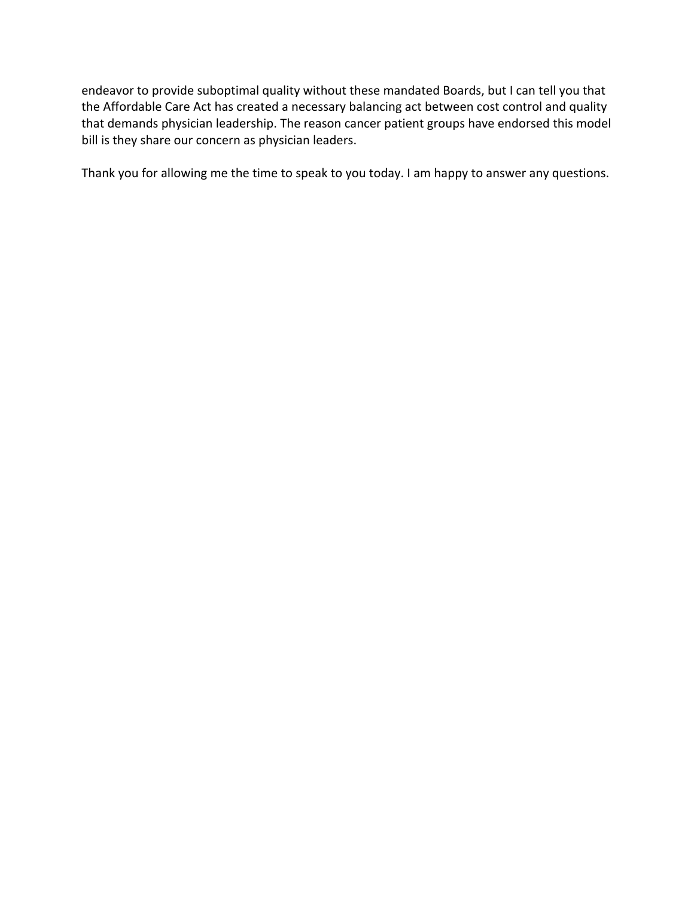endeavor to provide suboptimal quality without these mandated Boards, but I can tell you that the Affordable Care Act has created a necessary balancing act between cost control and quality that demands physician leadership. The reason cancer patient groups have endorsed this model bill is they share our concern as physician leaders.

Thank you for allowing me the time to speak to you today. I am happy to answer any questions.